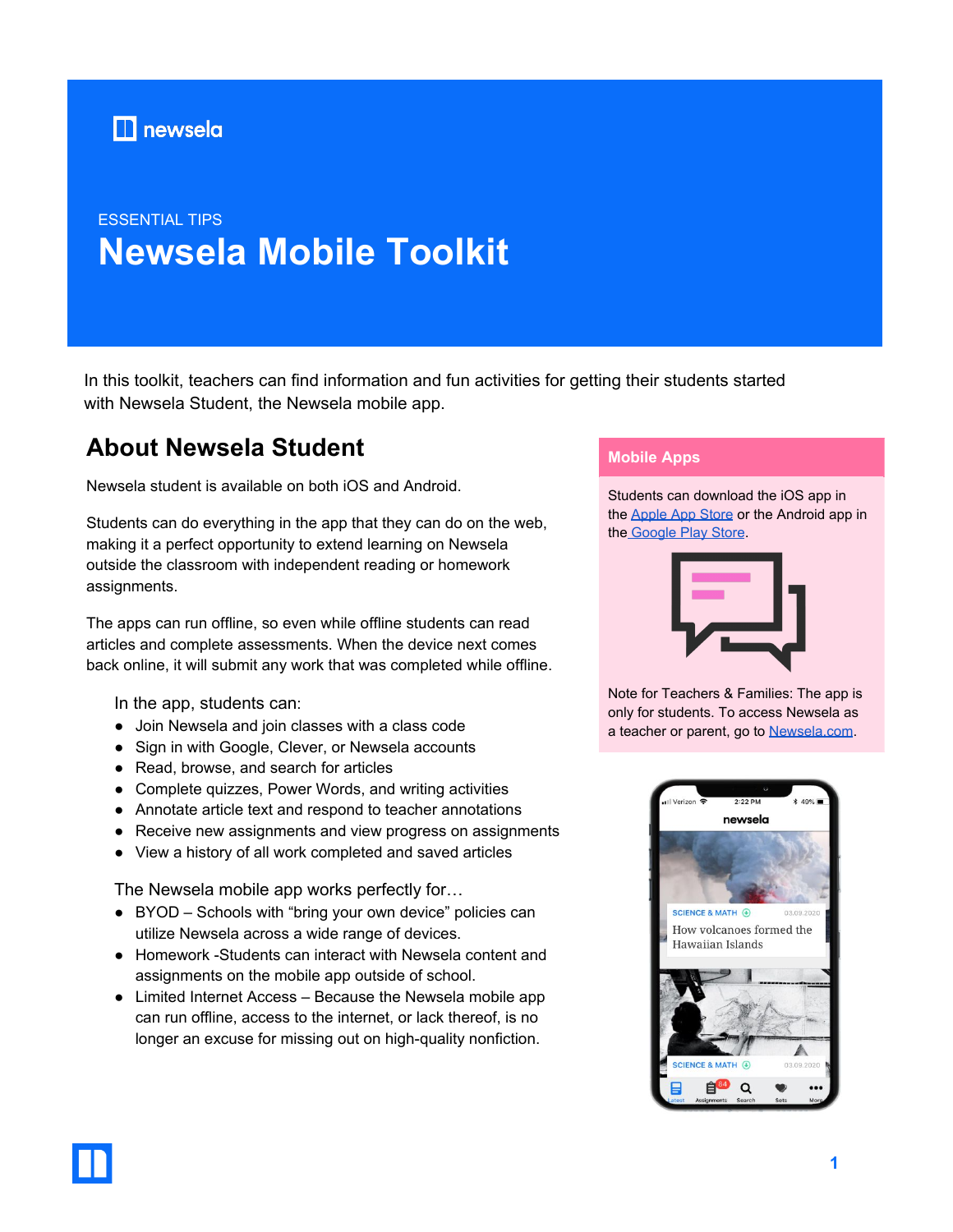newsela

ESSENTIAL TIPS

# Newsela Mobile Toolkit

In this toolkit, teachers can find information and fun activities for getting their students started with Newsela Student, the Newsela mobile app.

## About Newsela Student

Newsela student is available on both iOS and Android.

Students can do everything in the app that they can do on the web, making it a perfect opportunity to extend learning on Newsela outside the classroom with independent reading or homework assignments.

The apps can run offline, so even while offline students can read articles and complete assessments. When the device next comes back online, it will submit any work that was completed while offline.

In the app, students can:

- Join Newsela and join classes with a class code
- Sign in with Google, Clever, or Newsela accounts
- Read, browse, and search for articles
- Complete quizzes, Power Words, and writing activities
- Annotate article text and respond to teacher annotations
- Receive new assignments and view progress on assignments
- View a history of all work completed and saved articles

The Newsela mobile app works perfectly for…

- BYOD – Schools with "bring your own device" policies can utilize Newsela across a wide range of devices.
- Homework -Students can interact with Newsela content and assignments on the mobile app outside of school.
- Limited Internet Access – Because the Newsela mobile app can run offline, access to the internet, or lack thereof, is no longer an excuse for missing out on high-quality nonfiction.

### Mobile Apps

Students can download the iOS app in the Apple App Store or the Android app in the Google Play Store.

Note for Teachers & Families: The app is only for students. To access Newsela as a teacher or parent, go to Newsela.com.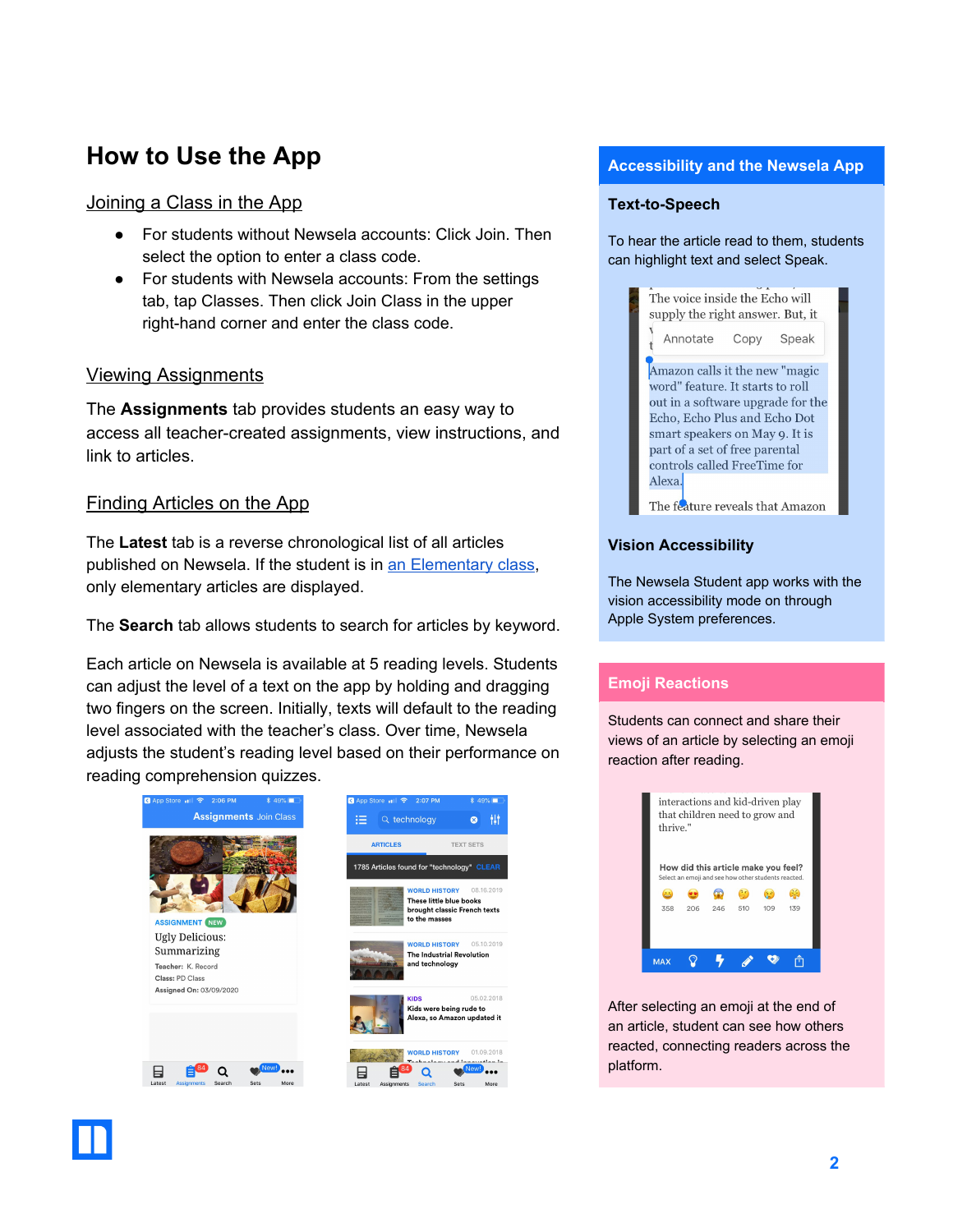# How to Use the App

## Joining a Class in the App

- For students without Newsela accounts: Click Join. Then select the option to enter a class code.
- For students with Newsela accounts: From the settings tab, tap Classes. Then click Join Class in the upper right-hand corner and enter the class code.

## Viewing Assignments

The **Assignments** tab provides students an easy way to access all teacher-created assignments, view instructions, and link to articles.

## Finding Articles on the App

The **Latest** tab is a reverse chronological list of all articles published on Newsela. If the student is in an Elementary class, only elementary articles are displayed.

The **Search** tab allows students to search for articles by keyword.

Each article on Newsela is available at 5 reading levels. Students can adjust the level of a text on the app by holding and dragging two fingers on the screen. Initially, texts will default to the reading level associated with the teacher's class. Over time, Newsela adjusts the student's reading level based on their performance on reading comprehension quizzes.

## Accessibility and the Newsela App

### Text-to-Speech

To hear the article read to them, students can highlight text and select Speak.

### Vision Accessibility

The Newsela Student app works with the vision accessibility mode on through Apple System preferences.

## Emoji Reactions

Students can connect and share their views of an article by selecting an emoji reaction after reading.

After selecting an emoji at the end of an article, student can see how others reacted, connecting readers across the platform.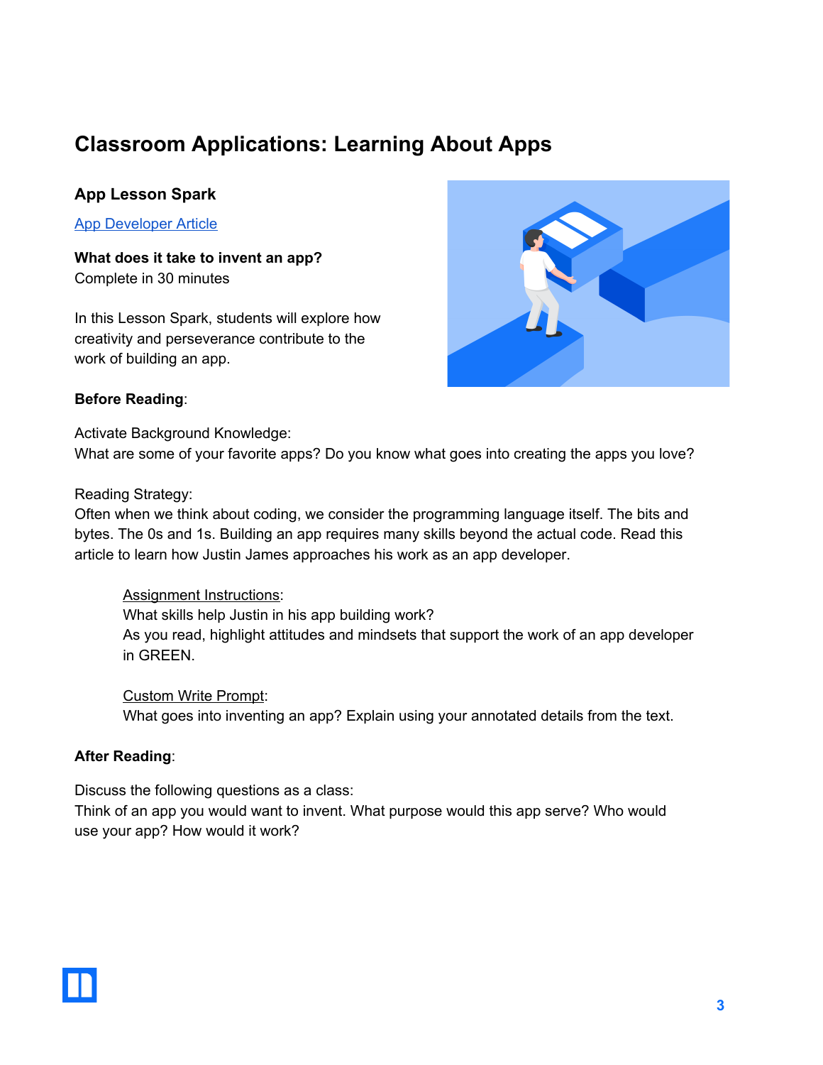# Classroom Applications: Learning About Apps

### App Lesson Spark

App Developer Article

**What does it take to invent an app?**
Complete in 30 minutes

In this Lesson Spark, students will explore how creativity and perseverance contribute to the work of building an app.

**Before Reading**:

Activate Background Knowledge:
What are some of your favorite apps? Do you know what goes into creating the apps you love?

Reading Strategy:
Often when we think about coding, we consider the programming language itself. The bits and bytes. The 0s and 1s. Building an app requires many skills beyond the actual code. Read this article to learn how Justin James approaches his work as an app developer.

> Assignment Instructions:
> What skills help Justin in his app building work?
> As you read, highlight attitudes and mindsets that support the work of an app developer in GREEN.
>
> Custom Write Prompt:
> What goes into inventing an app? Explain using your annotated details from the text.

**After Reading**:

Discuss the following questions as a class:
Think of an app you would want to invent. What purpose would this app serve? Who would use your app? How would it work?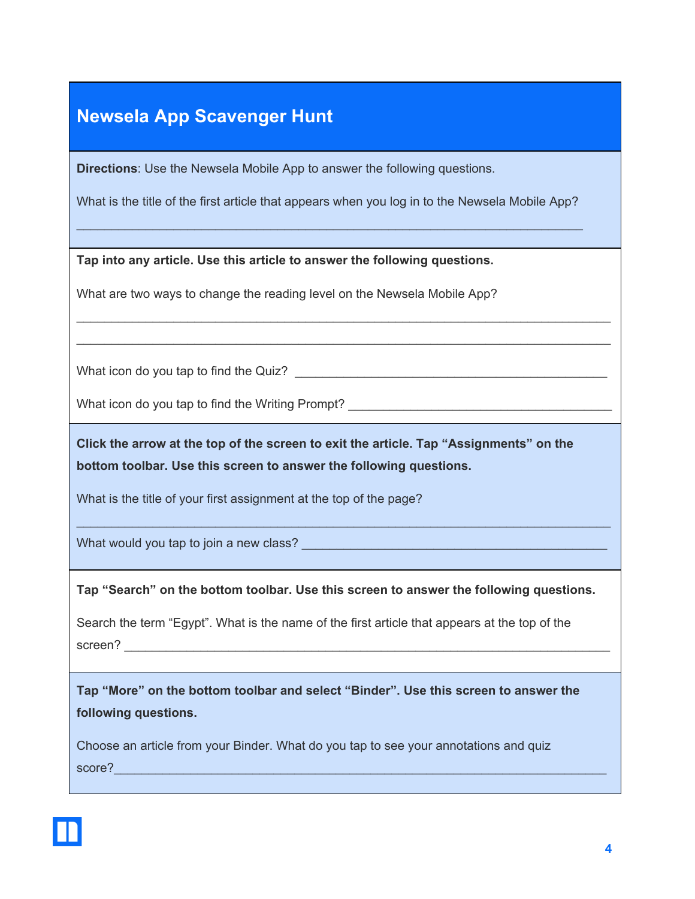# Newsela App Scavenger Hunt

**Directions**: Use the Newsela Mobile App to answer the following questions.

What is the title of the first article that appears when you log in to the Newsela Mobile App?

______________________________________________________________________

**Tap into any article. Use this article to answer the following questions.**

What are two ways to change the reading level on the Newsela Mobile App?

______________________________________________________________________

______________________________________________________________________

What icon do you tap to find the Quiz? ___________________________________________

What icon do you tap to find the Writing Prompt? ___________________________________

**Click the arrow at the top of the screen to exit the article. Tap "Assignments" on the bottom toolbar. Use this screen to answer the following questions.**

What is the title of your first assignment at the top of the page?

______________________________________________________________________

What would you tap to join a new class? __________________________________________

**Tap "Search" on the bottom toolbar. Use this screen to answer the following questions.**

Search the term "Egypt". What is the name of the first article that appears at the top of the screen? ______________________________________________________________

**Tap "More" on the bottom toolbar and select "Binder". Use this screen to answer the following questions.**

Choose an article from your Binder. What do you tap to see your annotations and quiz score?______________________________________________________________